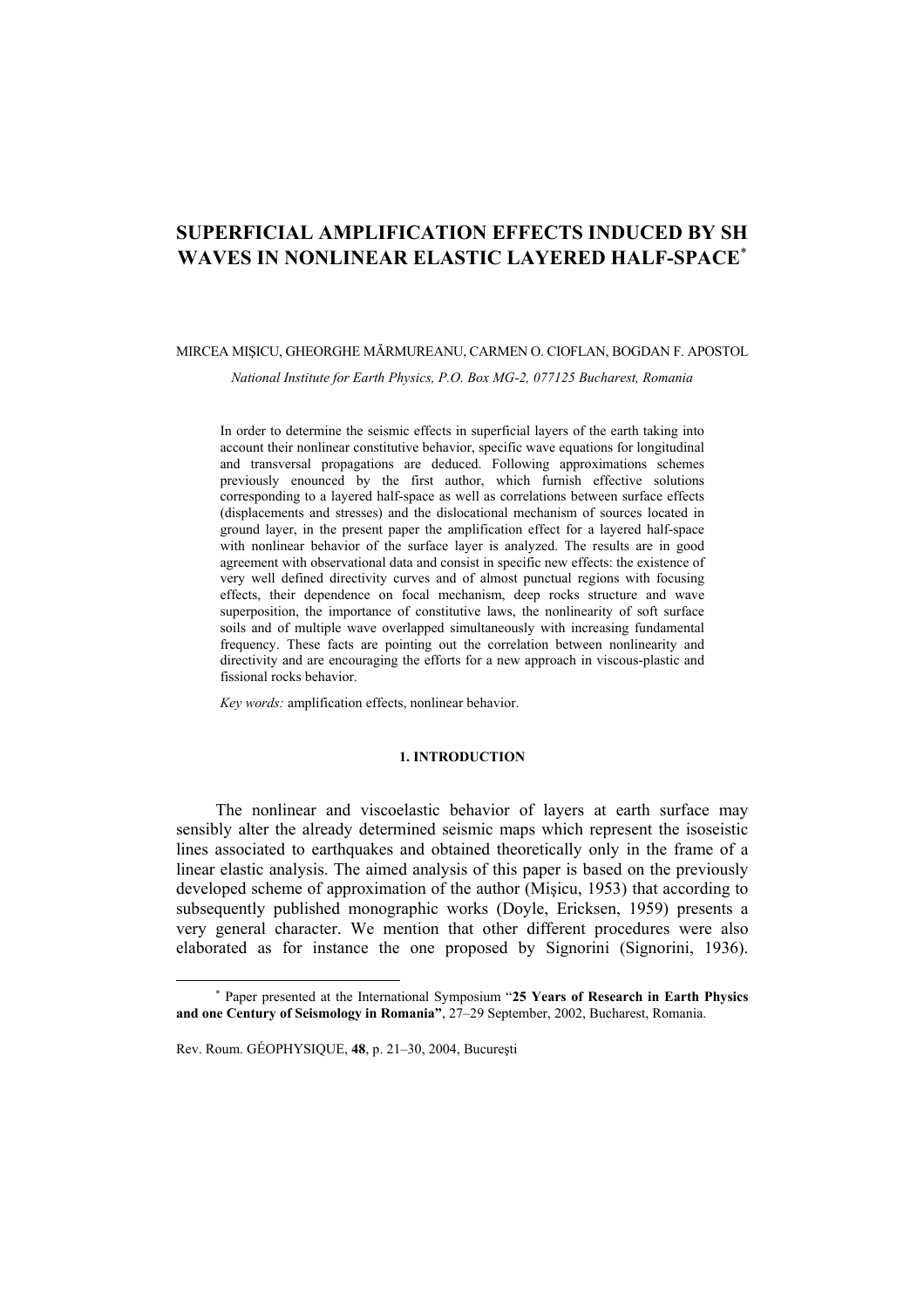# SUPERFICIAL AMPLIFICATION EFFECTS INDUCED BY SH WAVES IN NONLINEAR ELASTIC LAYERED HALF-SPACE[*]

MIRCEA MIŞICU, GHEORGHE MĂRMUREANU, CARMEN O. CIOFLAN, BOGDAN F. APOSTOL

*National Institute for Earth Physics, P.O. Box MG-2, 077125 Bucharest, Romania*

In order to determine the seismic effects in superficial layers of the earth taking into account their nonlinear constitutive behavior, specific wave equations for longitudinal and transversal propagations are deduced. Following approximations schemes previously enounced by the first author, which furnish effective solutions corresponding to a layered half-space as well as correlations between surface effects (displacements and stresses) and the dislocational mechanism of sources located in ground layer, in the present paper the amplification effect for a layered half-space with nonlinear behavior of the surface layer is analyzed. The results are in good agreement with observational data and consist in specific new effects: the existence of very well defined directivity curves and of almost punctual regions with focusing effects, their dependence on focal mechanism, deep rocks structure and wave superposition, the importance of constitutive laws, the nonlinearity of soft surface soils and of multiple wave overlapped simultaneously with increasing fundamental frequency. These facts are pointing out the correlation between nonlinearity and directivity and are encouraging the efforts for a new approach in viscous-plastic and fissional rocks behavior.

*Key words:* amplification effects, nonlinear behavior.

## 1. INTRODUCTION

The nonlinear and viscoelastic behavior of layers at earth surface may sensibly alter the already determined seismic maps which represent the isoseistic lines associated to earthquakes and obtained theoretically only in the frame of a linear elastic analysis. The aimed analysis of this paper is based on the previously developed scheme of approximation of the author (Mişicu, 1953) that according to subsequently published monographic works (Doyle, Ericksen, 1959) presents a very general character. We mention that other different procedures were also elaborated as for instance the one proposed by Signorini (Signorini, 1936).

[*] Paper presented at the International Symposium "**25 Years of Research in Earth Physics and one Century of Seismology in Romania**", 27–29 September, 2002, Bucharest, Romania.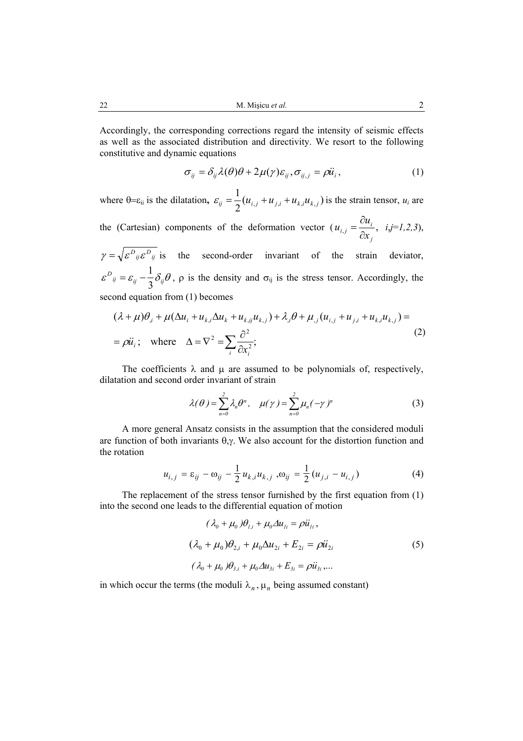Accordingly, the corresponding corrections regard the intensity of seismic effects as well as the associated distribution and directivity. We resort to the following constitutive and dynamic equations

$$\sigma_{ij} = \delta_{ij}\lambda(\theta)\theta + 2\mu(\gamma)\varepsilon_{ij}, \sigma_{ij,j} = \rho\ddot{u}_i, \tag{1}$$

where $\theta$=$\varepsilon_{ii}$ is the dilatation, $\varepsilon_{ij} = \frac{1}{2}(u_{i,j} + u_{j,i} + u_{k,i}u_{k,j})$ is the strain tensor, $u_i$ are the (Cartesian) components of the deformation vector ($u_{i,j} = \frac{\partial u_i}{\partial x_j}$, $i,j=1,2,3$), $\gamma = \sqrt{\varepsilon^D{}_{ij}\varepsilon^D{}_{ij}}$ is the second-order invariant of the strain deviator, $\varepsilon^D{}_{ij} = \varepsilon_{ij} - \frac{1}{3}\delta_{ij}\theta$, $\rho$ is the density and $\sigma_{ij}$ is the stress tensor. Accordingly, the second equation from (1) becomes

$$(\lambda + \mu)\theta_{,i} + \mu(\Delta u_i + u_{k,i}\Delta u_k + u_{k,ij}u_{k,j}) + \lambda_{,i}\theta + \mu_{,j}(u_{i,j} + u_{j,i} + u_{k,i}u_{k,j}) = \\ = \rho\ddot{u}_i; \quad \text{where} \quad \Delta = \nabla^2 = \sum_i \frac{\partial^2}{\partial x_i^2}; \tag{2}$$

The coefficients $\lambda$ and $\mu$ are assumed to be polynomials of, respectively, dilatation and second order invariant of strain

$$\lambda(\theta) = \sum_{n=0}^{2}\lambda_n\theta^n, \quad \mu(\gamma) = \sum_{n=0}^{2}\mu_n(-\gamma)^n \tag{3}$$

A more general Ansatz consists in the assumption that the considered moduli are function of both invariants $\theta$,$\gamma$. We also account for the distortion function and the rotation

$$u_{i,j} = \varepsilon_{ij} - \omega_{ij} - \frac{1}{2}u_{k,i}u_{k,j}, \omega_{ij} = \frac{1}{2}(u_{j,i} - u_{i,j}) \tag{4}$$

The replacement of the stress tensor furnished by the first equation from (1) into the second one leads to the differential equation of motion

$$(\lambda_0 + \mu_0)\theta_{1,i} + \mu_0\Delta u_{1i} = \rho\ddot{u}_{1i},$$

$$(\lambda_0 + \mu_0)\theta_{2,i} + \mu_0\Delta u_{2i} + E_{2i} = \rho\ddot{u}_{2i} \tag{5}$$

$$(\lambda_0 + \mu_0)\theta_{3,i} + \mu_0\Delta u_{3i} + E_{3i} = \rho\ddot{u}_{3i},...$$

in which occur the terms (the moduli $\lambda_n$, $\mu_n$ being assumed constant)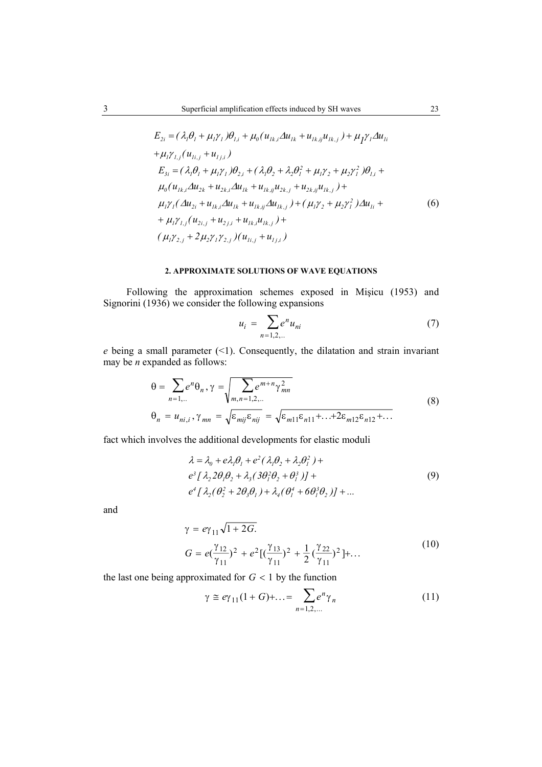$$
\begin{aligned}
&E_{2i} = (\lambda_1\theta_1 + \mu_1\gamma_1)\theta_{1,i} + \mu_0(u_{1k,i}\Delta u_{1k} + u_{1k,ij}u_{1k,j}) + \mu_1\gamma_1\Delta u_{1i} \\
&+\mu_1\gamma_{1,j}(u_{1i,j} + u_{1j,i}) \\
&E_{3i} = (\lambda_1\theta_1 + \mu_1\gamma_1)\theta_{2,i} + (\lambda_1\theta_2 + \lambda_2\theta_1^2 + \mu_1\gamma_2 + \mu_2\gamma_1^2)\theta_{1,i} + \\
&\mu_0(u_{1k,i}\Delta u_{2k} + u_{2k,i}\Delta u_{1k} + u_{1k,ij}u_{2k,j} + u_{2k,ij}u_{1k,j}) + \\
&\mu_1\gamma_1(\Delta u_{2i} + u_{1k,i}\Delta u_{1k} + u_{1k,ij}\Delta u_{1k,j}) + (\mu_1\gamma_2 + \mu_2\gamma_1^2)\Delta u_{1i} + \\
&+\mu_1\gamma_{1,j}(u_{2i,j} + u_{2j,i} + u_{1k,i}u_{1k,j}) + \\
&(\mu_1\gamma_{2,j} + 2\mu_2\gamma_1\gamma_{2,j})(u_{1i,j} + u_{1j,i})
\end{aligned}
\tag{6}
$$

## 2. APPROXIMATE SOLUTIONS OF WAVE EQUATIONS

Following the approximation schemes exposed in Mişicu (1953) and Signorini (1936) we consider the following expansions

$$
u_i = \sum_{n=1,2,..} e^n u_{ni}
\tag{7}
$$

$e$ being a small parameter (<1). Consequently, the dilatation and strain invariant may be $n$ expanded as follows:

$$
\begin{aligned}
&\theta = \sum_{n=1,..} e^n \theta_n, \; \gamma = \sqrt{\sum_{m,n=1,2,..} e^{m+n}\gamma_{mn}^2} \\
&\theta_n = u_{ni,i}, \; \gamma_{mn} = \sqrt{\varepsilon_{mij}\varepsilon_{nij}} = \sqrt{\varepsilon_{m11}\varepsilon_{n11} + \ldots + 2\varepsilon_{m12}\varepsilon_{n12} + \ldots}
\end{aligned}
\tag{8}
$$

fact which involves the additional developments for elastic moduli

$$
\begin{aligned}
&\lambda = \lambda_0 + e\lambda_1\theta_1 + e^2(\lambda_1\theta_2 + \lambda_2\theta_1^2) + \\
&e^3[\lambda_2 2\theta_1\theta_2 + \lambda_3(3\theta_1^2\theta_2 + \theta_1^3)] + \\
&e^4[\lambda_2(\theta_2^2 + 2\theta_3\theta_1) + \lambda_4(\theta_1^4 + 6\theta_1^3\theta_2)] + \ldots
\end{aligned}
\tag{9}
$$

and

$$
\begin{aligned}
&\gamma = e\gamma_{11}\sqrt{1 + 2G.} \\
&G = e\left(\frac{\gamma_{12}}{\gamma_{11}}\right)^2 + e^2\left[\left(\frac{\gamma_{13}}{\gamma_{11}}\right)^2 + \frac{1}{2}\left(\frac{\gamma_{22}}{\gamma_{11}}\right)^2\right] + \ldots
\end{aligned}
\tag{10}
$$

the last one being approximated for $G < 1$ by the function

$$
\gamma \cong e\gamma_{11}(1 + G) + \ldots = \sum_{n=1,2,\ldots} e^n \gamma_n
\tag{11}
$$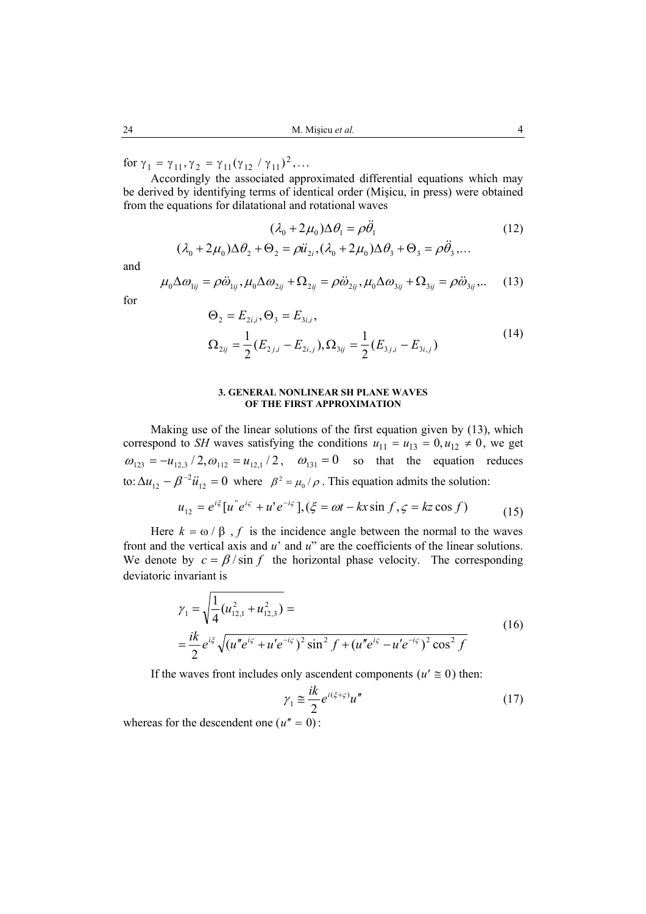for $\gamma_1 = \gamma_{11}, \gamma_2 = \gamma_{11}(\gamma_{12}/\gamma_{11})^2, \ldots$

Accordingly the associated approximated differential equations which may be derived by identifying terms of identical order (Mişicu, in press) were obtained from the equations for dilatational and rotational waves

$$(\lambda_0 + 2\mu_0)\Delta\theta_1 = \rho\ddot{\theta}_1 \tag{12}$$

$$(\lambda_0 + 2\mu_0)\Delta\theta_2 + \Theta_2 = \rho\ddot{u}_{2i}, (\lambda_0 + 2\mu_0)\Delta\theta_3 + \Theta_3 = \rho\ddot{\theta}_3, \ldots$$

and

$$\mu_0\Delta\omega_{1ij} = \rho\ddot{\omega}_{1ij}, \mu_0\Delta\omega_{2ij} + \Omega_{2ij} = \rho\ddot{\omega}_{2ij}, \mu_0\Delta\omega_{3ij} + \Omega_{3ij} = \rho\ddot{\omega}_{3ij}, .. \tag{13}$$

for

$$\Theta_2 = E_{2i,i}, \Theta_3 = E_{3i,i},$$
$$\Omega_{2ij} = \frac{1}{2}(E_{2j,i} - E_{2i,j}), \Omega_{3ij} = \frac{1}{2}(E_{3j,i} - E_{3i,j}) \tag{14}$$

### 3. GENERAL NONLINEAR SH PLANE WAVES OF THE FIRST APPROXIMATION

Making use of the linear solutions of the first equation given by (13), which correspond to *SH* waves satisfying the conditions $u_{11} = u_{13} = 0, u_{12} \neq 0$, we get $\omega_{123} = -u_{12,3}/2, \omega_{112} = u_{12,1}/2$, $\omega_{131} = 0$ so that the equation reduces to: $\Delta u_{12} - \beta^{-2}\ddot{u}_{12} = 0$ where $\beta^2 = \mu_0/\rho$. This equation admits the solution:

$$u_{12} = e^{i\xi}[u'' e^{i\varsigma} + u' e^{-i\varsigma}], (\xi = \omega t - kx\sin f, \varsigma = kz\cos f) \tag{15}$$

Here $k = \omega/\beta$, $f$ is the incidence angle between the normal to the waves front and the vertical axis and $u'$ and $u''$ are the coefficients of the linear solutions. We denote by $c = \beta/\sin f$ the horizontal phase velocity. The corresponding deviatoric invariant is

$$\gamma_1 = \sqrt{\frac{1}{4}(u_{12,1}^2 + u_{12,3}^2)} =$$
$$= \frac{ik}{2}e^{i\xi}\sqrt{(u''e^{i\varsigma} + u'e^{-i\varsigma})^2\sin^2 f + (u''e^{i\varsigma} - u'e^{-i\varsigma})^2\cos^2 f} \tag{16}$$

If the waves front includes only ascendent components ($u' \cong 0$) then:

$$\gamma_1 \cong \frac{ik}{2}e^{i(\xi+\varsigma)}u'' \tag{17}$$

whereas for the descendent one ($u'' = 0$):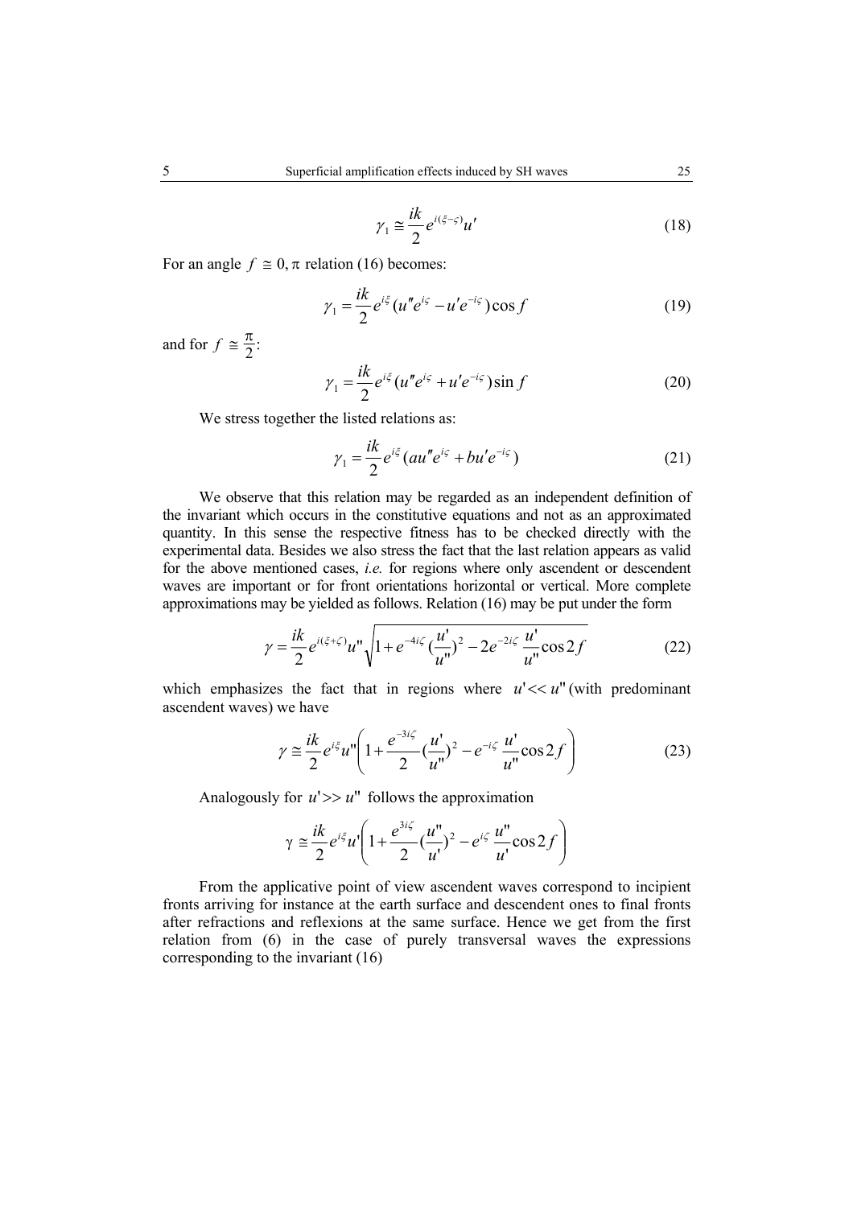$$\gamma_1 \cong \frac{ik}{2} e^{i(\xi-\varsigma)} u' \tag{18}$$

For an angle $f \cong 0, \pi$ relation (16) becomes:

$$\gamma_1 = \frac{ik}{2} e^{i\xi} (u'' e^{i\varsigma} - u' e^{-i\varsigma}) \cos f \tag{19}$$

and for $f \cong \frac{\pi}{2}$:

$$\gamma_1 = \frac{ik}{2} e^{i\xi} (u'' e^{i\varsigma} + u' e^{-i\varsigma}) \sin f \tag{20}$$

We stress together the listed relations as:

$$\gamma_1 = \frac{ik}{2} e^{i\xi} (au'' e^{i\varsigma} + bu' e^{-i\varsigma}) \tag{21}$$

We observe that this relation may be regarded as an independent definition of the invariant which occurs in the constitutive equations and not as an approximated quantity. In this sense the respective fitness has to be checked directly with the experimental data. Besides we also stress the fact that the last relation appears as valid for the above mentioned cases, *i.e.* for regions where only ascendent or descendent waves are important or for front orientations horizontal or vertical. More complete approximations may be yielded as follows. Relation (16) may be put under the form

$$\gamma = \frac{ik}{2} e^{i(\xi+\zeta)} u'' \sqrt{1 + e^{-4i\zeta} \left(\frac{u'}{u''}\right)^2 - 2e^{-2i\zeta} \frac{u'}{u''} \cos 2f} \tag{22}$$

which emphasizes the fact that in regions where $u' << u''$ (with predominant ascendent waves) we have

$$\gamma \cong \frac{ik}{2} e^{i\xi} u'' \left( 1 + \frac{e^{-3i\zeta}}{2} \left(\frac{u'}{u''}\right)^2 - e^{-i\zeta} \frac{u'}{u''} \cos 2f \right) \tag{23}$$

Analogously for $u' >> u''$ follows the approximation

$$\gamma \cong \frac{ik}{2} e^{i\xi} u' \left( 1 + \frac{e^{3i\zeta}}{2} \left(\frac{u''}{u'}\right)^2 - e^{i\zeta} \frac{u''}{u'} \cos 2f \right)$$

From the applicative point of view ascendent waves correspond to incipient fronts arriving for instance at the earth surface and descendent ones to final fronts after refractions and reflexions at the same surface. Hence we get from the first relation from (6) in the case of purely transversal waves the expressions corresponding to the invariant (16)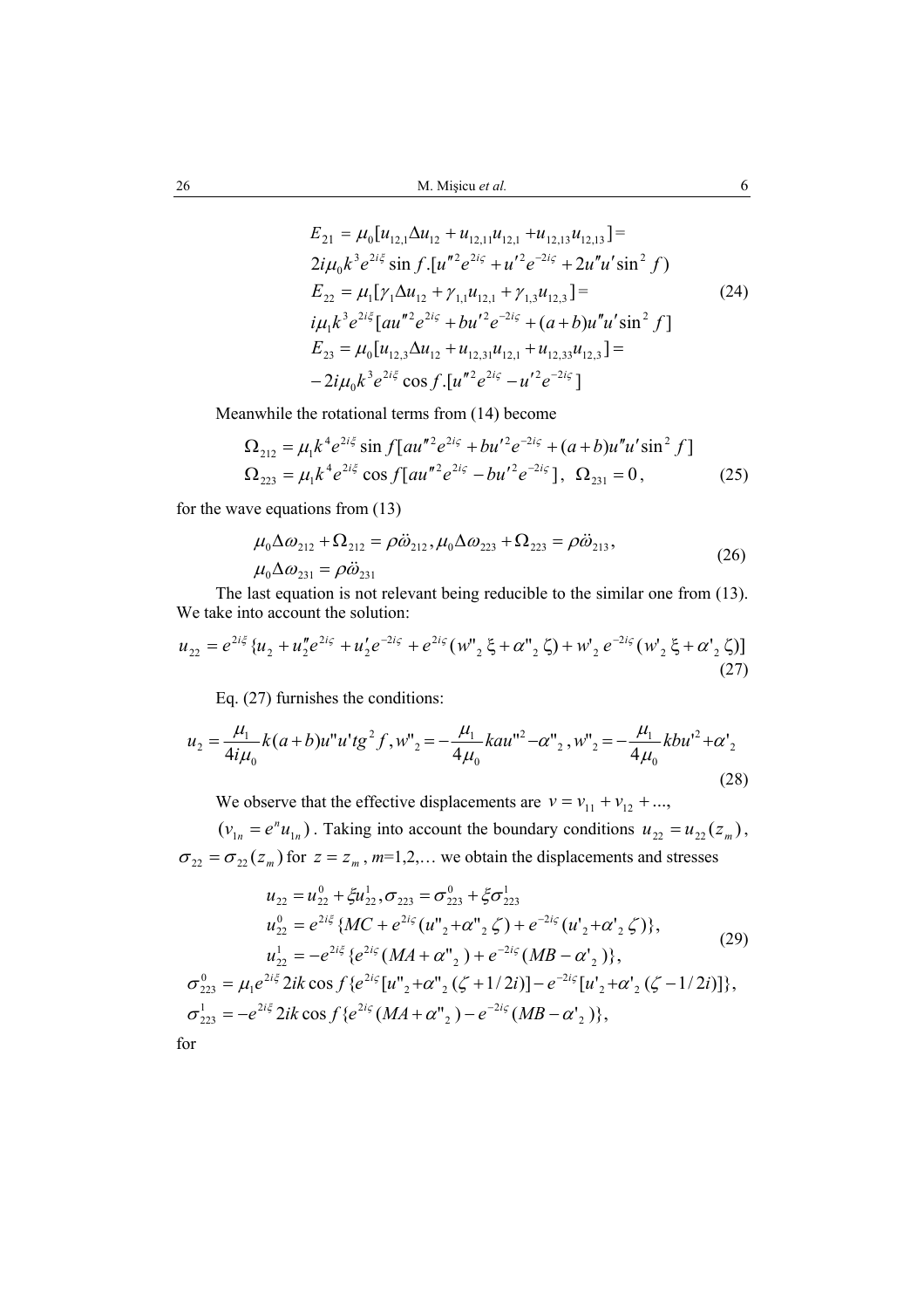$$
\begin{aligned}
E_{21} &= \mu_0[u_{12,1}\Delta u_{12} + u_{12,11}u_{12,1} + u_{12,13}u_{12,13}] = \\
&2i\mu_0 k^3 e^{2i\xi}\sin f.[u''^2 e^{2i\varsigma} + u'^2 e^{-2i\varsigma} + 2u''u'\sin^2 f) \\
E_{22} &= \mu_1[\gamma_1\Delta u_{12} + \gamma_{1,1}u_{12,1} + \gamma_{1,3}u_{12,3}] = \\
&i\mu_1 k^3 e^{2i\xi}[au''^2 e^{2i\varsigma} + bu'^2 e^{-2i\varsigma} + (a+b)u''u'\sin^2 f] \\
E_{23} &= \mu_0[u_{12,3}\Delta u_{12} + u_{12,31}u_{12,1} + u_{12,33}u_{12,3}] = \\
&-2i\mu_0 k^3 e^{2i\xi}\cos f.[u''^2 e^{2i\varsigma} - u'^2 e^{-2i\varsigma}]
\end{aligned}
\tag{24}
$$

Meanwhile the rotational terms from (14) become

$$
\begin{aligned}
\Omega_{212} &= \mu_1 k^4 e^{2i\xi}\sin f[au''^2 e^{2i\varsigma} + bu'^2 e^{-2i\varsigma} + (a+b)u''u'\sin^2 f] \\
\Omega_{223} &= \mu_1 k^4 e^{2i\xi}\cos f[au''^2 e^{2i\varsigma} - bu'^2 e^{-2i\varsigma}],\ \ \Omega_{231} = 0,
\end{aligned}
\tag{25}
$$

for the wave equations from (13)

$$
\begin{aligned}
&\mu_0\Delta\omega_{212} + \Omega_{212} = \rho\ddot{\omega}_{212}, \mu_0\Delta\omega_{223} + \Omega_{223} = \rho\ddot{\omega}_{213}, \\
&\mu_0\Delta\omega_{231} = \rho\ddot{\omega}_{231}
\end{aligned}
\tag{26}
$$

The last equation is not relevant being reducible to the similar one from (13). We take into account the solution:

$$
u_{22} = e^{2i\xi}\{u_2 + u_2'' e^{2i\varsigma} + u_2' e^{-2i\varsigma} + e^{2i\varsigma}(w''_2\,\xi + \alpha''_2\,\zeta) + w'_2\, e^{-2i\varsigma}(w'_2\,\xi + \alpha'_2\,\zeta)]
\tag{27}
$$

Eq. (27) furnishes the conditions:

$$
u_2 = \frac{\mu_1}{4i\mu_0}k(a+b)u''u'tg^2 f, w''_2 = -\frac{\mu_1}{4\mu_0}kau''^2 - \alpha''_2, w''_2 = -\frac{\mu_1}{4\mu_0}kbu'^2 + \alpha'_2
\tag{28}
$$

We observe that the effective displacements are $v = v_{11} + v_{12} + \ldots$, $(v_{1n} = e^n u_{1n})$. Taking into account the boundary conditions $u_{22} = u_{22}(z_m)$, $\sigma_{22} = \sigma_{22}(z_m)$ for $z = z_m$, $m$=1,2,… we obtain the displacements and stresses

$$
\begin{aligned}
&u_{22} = u_{22}^0 + \xi u_{22}^1, \sigma_{223} = \sigma_{223}^0 + \xi\sigma_{223}^1 \\
&u_{22}^0 = e^{2i\xi}\{MC + e^{2i\varsigma}(u''_2 + \alpha''_2\,\zeta) + e^{-2i\varsigma}(u'_2 + \alpha'_2\,\zeta)\}, \\
&u_{22}^1 = -e^{2i\xi}\{e^{2i\varsigma}(MA + \alpha''_2) + e^{-2i\varsigma}(MB - \alpha'_2)\}, \\
&\sigma_{223}^0 = \mu_1 e^{2i\xi}2ik\cos f\{e^{2i\varsigma}[u''_2 + \alpha''_2(\zeta + 1/2i)] - e^{-2i\varsigma}[u'_2 + \alpha'_2(\zeta - 1/2i)]\}, \\
&\sigma_{223}^1 = -e^{2i\xi}2ik\cos f\{e^{2i\varsigma}(MA + \alpha''_2) - e^{-2i\varsigma}(MB - \alpha'_2)\},
\end{aligned}
\tag{29}
$$

for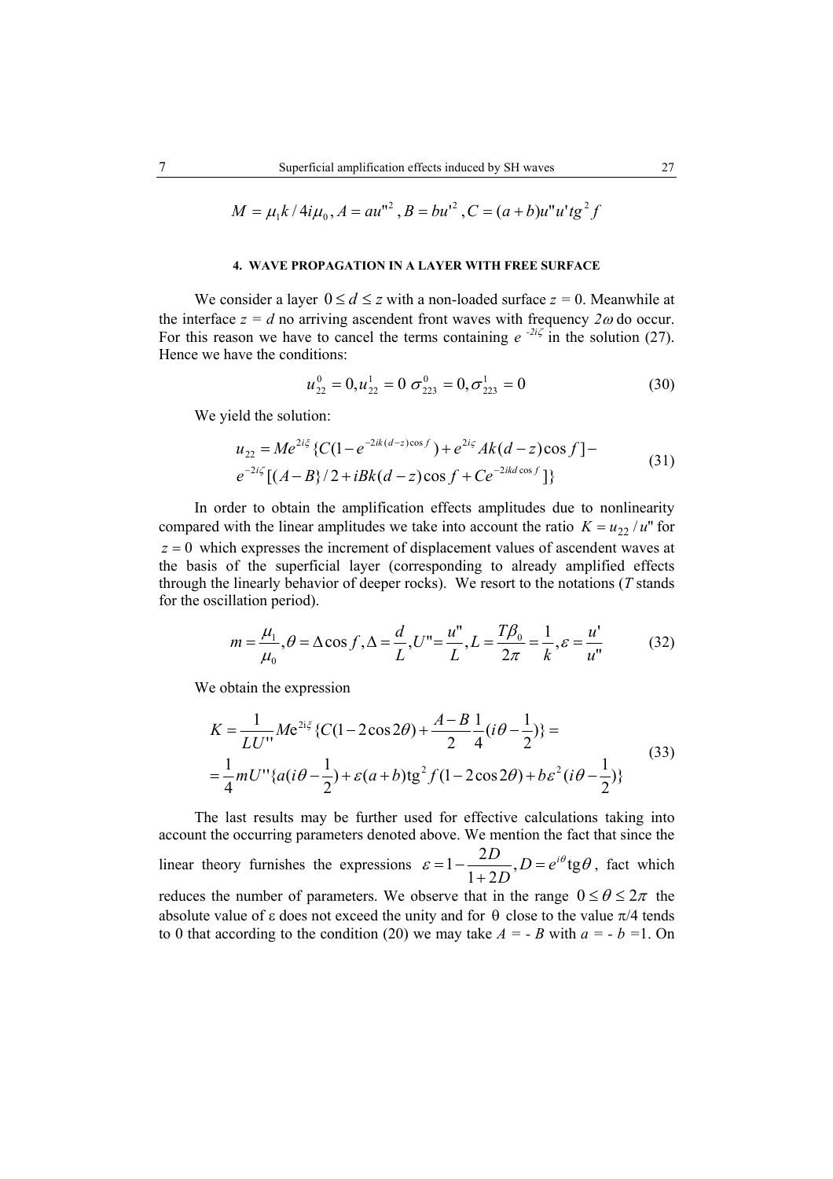$$M = \mu_1 k / 4i\mu_0 \,, A = au''^2 \,, B = bu'^2 \,, C = (a+b)u''u'tg^2 f$$

#### 4. WAVE PROPAGATION IN A LAYER WITH FREE SURFACE

We consider a layer $0 \le d \le z$ with a non-loaded surface $z = 0$. Meanwhile at the interface $z = d$ no arriving ascendent front waves with frequency $2\omega$ do occur. For this reason we have to cancel the terms containing $e^{-2i\zeta}$ in the solution (27). Hence we have the conditions:

$$u_{22}^0 = 0, u_{22}^1 = 0 \;\; \sigma_{223}^0 = 0, \sigma_{223}^1 = 0 \tag{30}$$

We yield the solution:

$$\begin{aligned} u_{22} &= Me^{2i\xi}\{C(1-e^{-2ik(d-z)\cos f}) + e^{2i\zeta} Ak(d-z)\cos f] - \\ &e^{-2i\zeta}[(A-B\}/2 + iBk(d-z)\cos f + Ce^{-2ikd\cos f}]\} \end{aligned} \tag{31}$$

In order to obtain the amplification effects amplitudes due to nonlinearity compared with the linear amplitudes we take into account the ratio $K = u_{22}/u''$ for $z = 0$ which expresses the increment of displacement values of ascendent waves at the basis of the superficial layer (corresponding to already amplified effects through the linearly behavior of deeper rocks). We resort to the notations ($T$ stands for the oscillation period).

$$m = \frac{\mu_1}{\mu_0}, \theta = \Delta\cos f, \Delta = \frac{d}{L}, U'' = \frac{u''}{L}, L = \frac{T\beta_0}{2\pi} = \frac{1}{k}, \varepsilon = \frac{u'}{u''} \tag{32}$$

We obtain the expression

$$\begin{aligned} K &= \frac{1}{LU''} M e^{2i\xi}\{C(1-2\cos 2\theta) + \frac{A-B}{2}\frac{1}{4}(i\theta - \frac{1}{2})\} = \\ &= \frac{1}{4} mU''\{a(i\theta - \frac{1}{2}) + \varepsilon(a+b)\mathrm{tg}^2 f(1-2\cos 2\theta) + b\varepsilon^2(i\theta - \frac{1}{2})\} \end{aligned} \tag{33}$$

The last results may be further used for effective calculations taking into account the occurring parameters denoted above. We mention the fact that since the linear theory furnishes the expressions $\varepsilon = 1 - \dfrac{2D}{1+2D}, D = e^{i\theta}\mathrm{tg}\theta$, fact which reduces the number of parameters. We observe that in the range $0 \le \theta \le 2\pi$ the absolute value of $\varepsilon$ does not exceed the unity and for $\theta$ close to the value $\pi/4$ tends to 0 that according to the condition (20) we may take $A = -B$ with $a = -b = 1$. On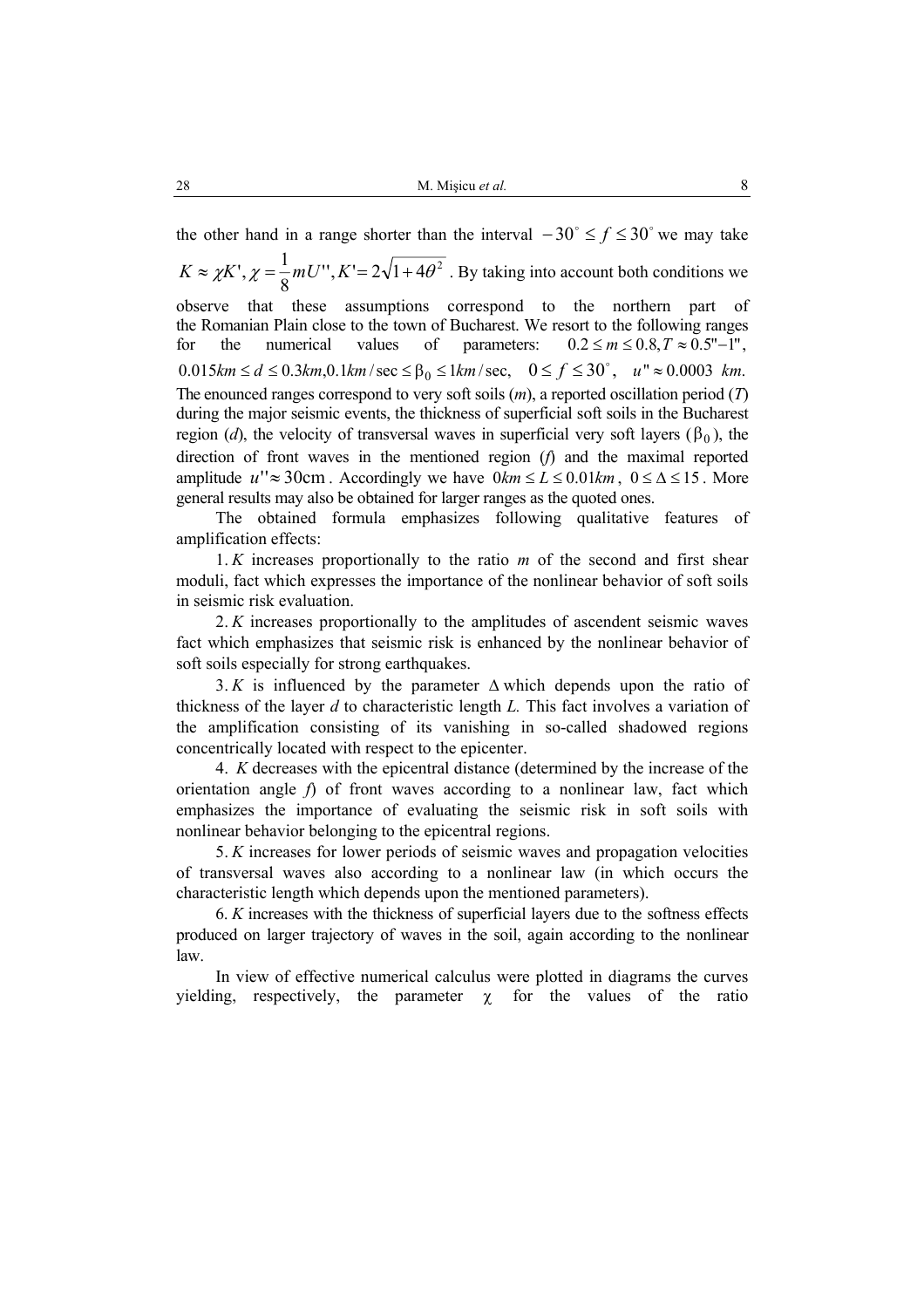the other hand in a range shorter than the interval $-30^\circ \le f \le 30^\circ$ we may take $K \approx \chi K', \chi = \frac{1}{8} mU'', K' = 2\sqrt{1+4\theta^2}$ . By taking into account both conditions we observe that these assumptions correspond to the northern part of the Romanian Plain close to the town of Bucharest. We resort to the following ranges for the numerical values of parameters: $0.2 \le m \le 0.8, T \approx 0.5''\!-\!1''$, $0.015km \le d \le 0.3km, 0.1km/\sec \le \beta_0 \le 1km/\sec$, $0 \le f \le 30^\circ$, $u'' \approx 0.0003\ km$. The enounced ranges correspond to very soft soils ($m$), a reported oscillation period ($T$) during the major seismic events, the thickness of superficial soft soils in the Bucharest region ($d$), the velocity of transversal waves in superficial very soft layers ($\beta_0$), the direction of front waves in the mentioned region ($f$) and the maximal reported amplitude $u'' \approx 30\text{cm}$ . Accordingly we have $0km \le L \le 0.01km$ , $0 \le \Delta \le 15$ . More general results may also be obtained for larger ranges as the quoted ones.

The obtained formula emphasizes following qualitative features of amplification effects:

1. $K$ increases proportionally to the ratio $m$ of the second and first shear moduli, fact which expresses the importance of the nonlinear behavior of soft soils in seismic risk evaluation.

2. $K$ increases proportionally to the amplitudes of ascendent seismic waves fact which emphasizes that seismic risk is enhanced by the nonlinear behavior of soft soils especially for strong earthquakes.

3. $K$ is influenced by the parameter $\Delta$ which depends upon the ratio of thickness of the layer $d$ to characteristic length $L$. This fact involves a variation of the amplification consisting of its vanishing in so-called shadowed regions concentrically located with respect to the epicenter.

4. $K$ decreases with the epicentral distance (determined by the increase of the orientation angle $f$) of front waves according to a nonlinear law, fact which emphasizes the importance of evaluating the seismic risk in soft soils with nonlinear behavior belonging to the epicentral regions.

5. $K$ increases for lower periods of seismic waves and propagation velocities of transversal waves also according to a nonlinear law (in which occurs the characteristic length which depends upon the mentioned parameters).

6. $K$ increases with the thickness of superficial layers due to the softness effects produced on larger trajectory of waves in the soil, again according to the nonlinear law.

In view of effective numerical calculus were plotted in diagrams the curves yielding, respectively, the parameter $\chi$ for the values of the ratio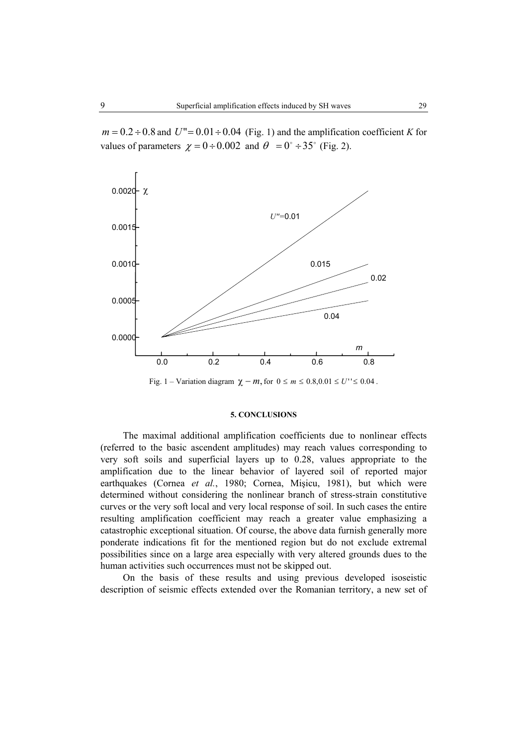$m = 0.2 \div 0.8$ and $U'' = 0.01 \div 0.04$ (Fig. 1) and the amplification coefficient *K* for values of parameters $\chi = 0 \div 0.002$ and $\theta = 0^\circ \div 35^\circ$ (Fig. 2).

Fig. 1 – Variation diagram $\chi - m$, for $0 \leq m \leq 0.8, 0.01 \leq U'' \leq 0.04$.

## 5. CONCLUSIONS

The maximal additional amplification coefficients due to nonlinear effects (referred to the basic ascendent amplitudes) may reach values corresponding to very soft soils and superficial layers up to 0.28, values appropriate to the amplification due to the linear behavior of layered soil of reported major earthquakes (Cornea *et al.*, 1980; Cornea, Mişicu, 1981), but which were determined without considering the nonlinear branch of stress-strain constitutive curves or the very soft local and very local response of soil. In such cases the entire resulting amplification coefficient may reach a greater value emphasizing a catastrophic exceptional situation. Of course, the above data furnish generally more ponderate indications fit for the mentioned region but do not exclude extremal possibilities since on a large area especially with very altered grounds dues to the human activities such occurrences must not be skipped out.

On the basis of these results and using previous developed isoseistic description of seismic effects extended over the Romanian territory, a new set of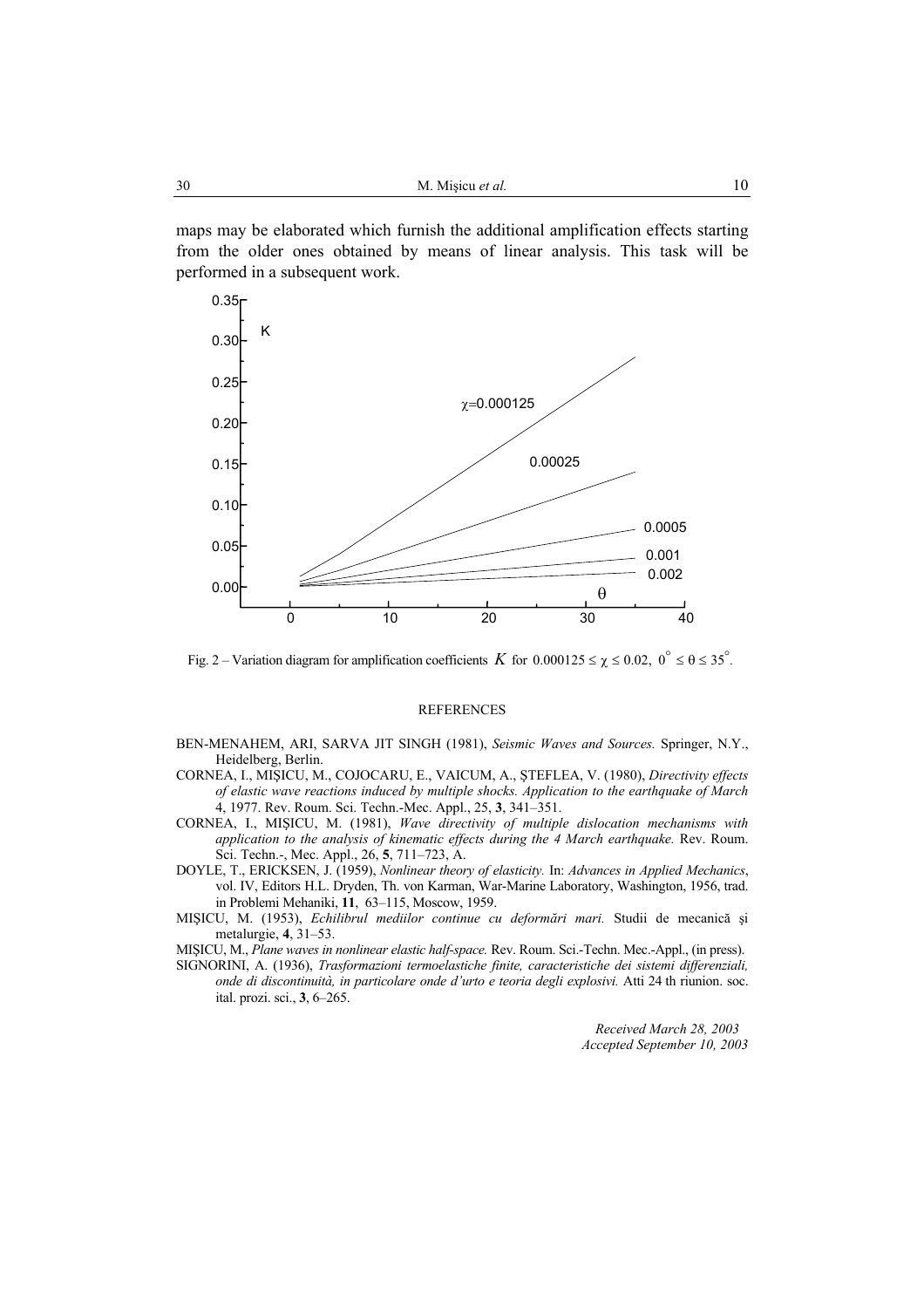maps may be elaborated which furnish the additional amplification effects starting from the older ones obtained by means of linear analysis. This task will be performed in a subsequent work.

K

0.35
0.30
0.25
0.20
0.15
0.10
0.05
0.00

$\chi$=0.000125

0.00025

0.0005

0.001

0.002

$\theta$

0
10
20
30
40

Fig. 2 – Variation diagram for amplification coefficients $K$ for $0.000125 \le \chi \le 0.02$, $0^\circ \le \theta \le 35^\circ$.

## REFERENCES

BEN-MENAHEM, ARI, SARVA JIT SINGH (1981), *Seismic Waves and Sources.* Springer, N.Y., Heidelberg, Berlin.

CORNEA, I., MIŞICU, M., COJOCARU, E., VAICUM, A., ŞTEFLEA, V. (1980), *Directivity effects of elastic wave reactions induced by multiple shocks. Application to the earthquake of March* 4, 1977. Rev. Roum. Sci. Techn.-Mec. Appl., 25, **3**, 341–351.

CORNEA, I., MIŞICU, M. (1981), *Wave directivity of multiple dislocation mechanisms with application to the analysis of kinematic effects during the 4 March earthquake.* Rev. Roum. Sci. Techn.-, Mec. Appl., 26, **5**, 711–723, A.

DOYLE, T., ERICKSEN, J. (1959), *Nonlinear theory of elasticity.* In: *Advances in Applied Mechanics*, vol. IV, Editors H.L. Dryden, Th. von Karman, War-Marine Laboratory, Washington, 1956, trad. in Problemi Mehaniki, **11**, 63–115, Moscow, 1959.

MIŞICU, M. (1953), *Echilibrul mediilor continue cu deformări mari.* Studii de mecanică şi metalurgie, **4**, 31–53.

MIŞICU, M., *Plane waves in nonlinear elastic half-space.* Rev. Roum. Sci.-Techn. Mec.-Appl., (in press).

SIGNORINI, A. (1936), *Trasformazioni termoelastiche finite, caratteristiche dei sistemi differenziali, onde di discontinuità, in particolare onde d'urto e teoria degli explosivi.* Atti 24 th riunion. soc. ital. prozi. sci., **3**, 6–265.

*Received March 28, 2003*
*Accepted September 10, 2003*